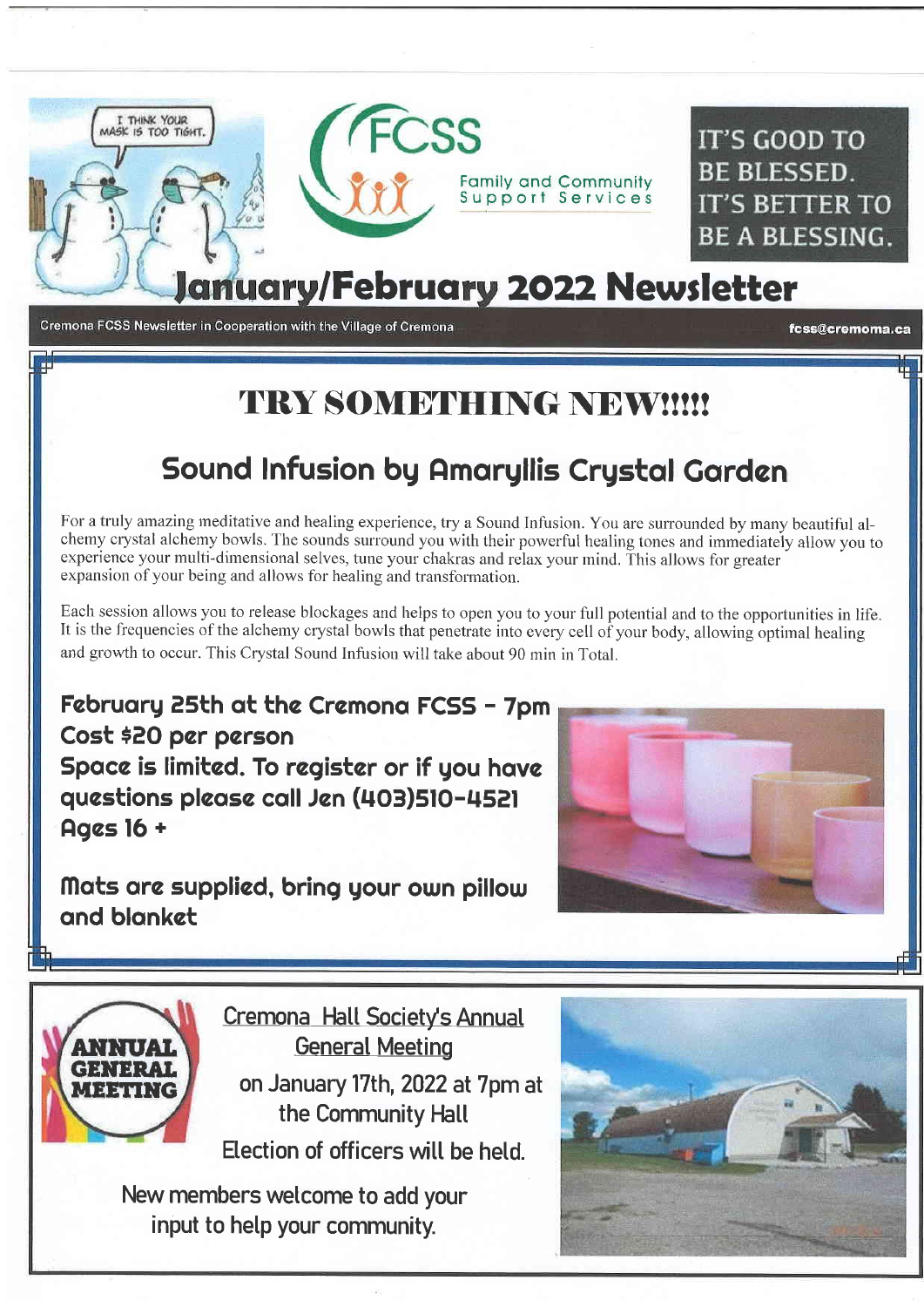I THINK YOUR MASK IS TOO TIGHT.

FCSS Family and Community Support Services

IT'S GOOD TO BE BLESSED. IT'S BETTER TO BE A BLESSING.

# January/February 2022 Newsletter

Cremona FCSS Newsletter in Cooperation with the Village of Cremona — fcss@cremoma.ca

## TRY SOMETHING NEW!!!!!

## Sound Infusion by Amaryllis Crystal Garden

For a truly amazing meditative and healing experience, try a Sound Infusion. You are surrounded by many beautiful alchemy crystal alchemy bowls. The sounds surround you with their powerful healing tones and immediately allow you to experience your multi-dimensional selves, tune your chakras and relax your mind. This allows for greater expansion of your being and allows for healing and transformation.

Each session allows you to release blockages and helps to open you to your full potential and to the opportunities in life. It is the frequencies of the alchemy crystal bowls that penetrate into every cell of your body, allowing optimal healing and growth to occur. This Crystal Sound Infusion will take about 90 min in Total.

**February 25th at the Cremona FCSS - 7pm**
**Cost $20 per person**
**Space is limited. To register or if you have questions please call Jen (403)510-4521**
**Ages 16 +**

**Mats are supplied, bring your own pillow and blanket**

ANNUAL GENERAL MEETING

Cremona Hall Society's Annual General Meeting

on January 17th, 2022 at 7pm at the Community Hall

Election of officers will be held.

New members welcome to add your input to help your community.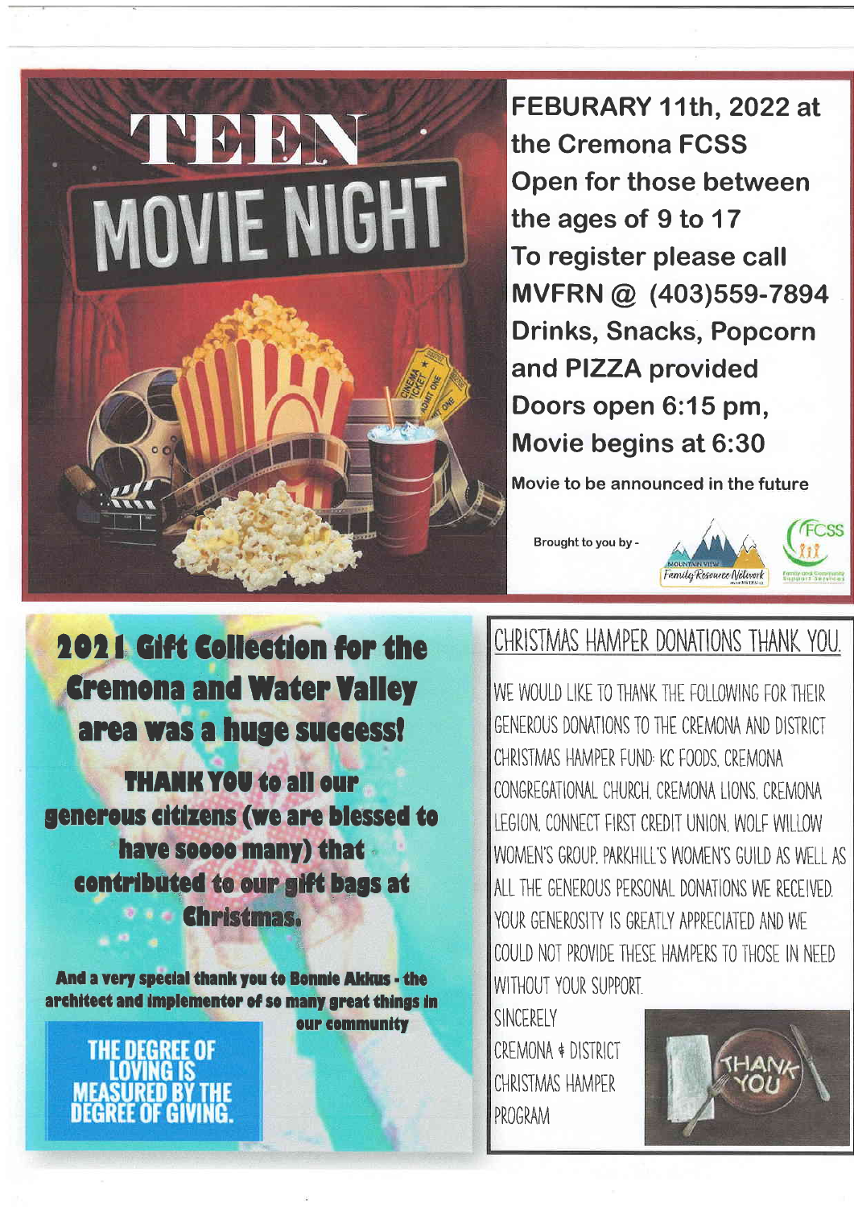# TEEN MOVIE NIGHT

**FEBURARY 11th, 2022 at the Cremona FCSS**
**Open for those between the ages of 9 to 17**
**To register please call MVFRN @ (403)559-7894**
**Drinks, Snacks, Popcorn and PIZZA provided**
**Doors open 6:15 pm, Movie begins at 6:30**

**Movie to be announced in the future**

Brought to you by - Mountain View Family Resource Network, FCSS Family and Community Support Services

## 2021 Gift Collection for the Cremona and Water Valley area was a huge success!

**THANK YOU to all our generous citizens (we are blessed to have soooo many) that contributed to our gift bags at Christmas.**

**And a very special thank you to Bonnie Akkus - the architect and implementor of so many great things in our community**

**THE DEGREE OF LOVING IS MEASURED BY THE DEGREE OF GIVING.**

## CHRISTMAS HAMPER DONATIONS THANK YOU.

WE WOULD LIKE TO THANK THE FOLLOWING FOR THEIR GENEROUS DONATIONS TO THE CREMONA AND DISTRICT CHRISTMAS HAMPER FUND: KC FOODS, CREMONA CONGREGATIONAL CHURCH, CREMONA LIONS, CREMONA LEGION, CONNECT FIRST CREDIT UNION, WOLF WILLOW WOMEN'S GROUP, PARKHILL'S WOMEN'S GUILD AS WELL AS ALL THE GENEROUS PERSONAL DONATIONS WE RECEIVED. YOUR GENEROSITY IS GREATLY APPRECIATED AND WE COULD NOT PROVIDE THESE HAMPERS TO THOSE IN NEED WITHOUT YOUR SUPPORT.

SINCERELY
CREMONA & DISTRICT
CHRISTMAS HAMPER
PROGRAM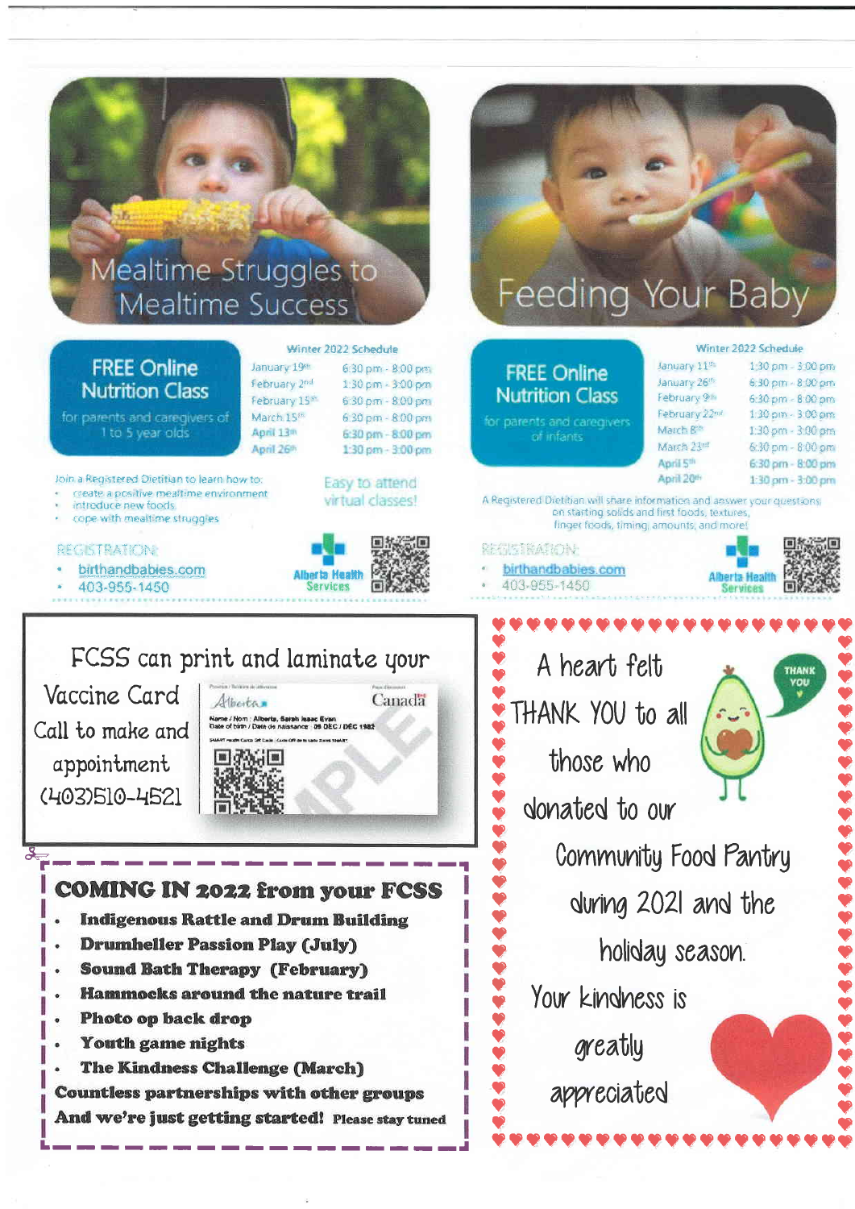## Mealtime Struggles to Mealtime Success

**FREE Online Nutrition Class**

for parents and caregivers of 1 to 5 year olds

Winter 2022 Schedule

| Date | Time |
|---|---|
| January 19th | 6:30 pm - 8:00 pm |
| February 2nd | 1:30 pm - 3:00 pm |
| February 15th | 6:30 pm - 8:00 pm |
| March 15th | 6:30 pm - 8:00 pm |
| April 13th | 6:30 pm - 8:00 pm |
| April 26th | 1:30 pm - 3:00 pm |

Join a Registered Dietitian to learn how to:

- create a positive mealtime environment
- introduce new foods
- cope with mealtime struggles

Easy to attend virtual classes!

REGISTRATION:

- birthandbabies.com
- 403-955-1450

Alberta Health Services

## Feeding Your Baby

**FREE Online Nutrition Class**

for parents and caregivers of infants

Winter 2022 Schedule

| Date | Time |
|---|---|
| January 11th | 1:30 pm - 3:00 pm |
| January 26th | 6:30 pm - 8:00 pm |
| February 9th | 6:30 pm - 8:00 pm |
| February 22nd | 1:30 pm - 3:00 pm |
| March 8th | 1:30 pm - 3:00 pm |
| March 23rd | 6:30 pm - 8:00 pm |
| April 5th | 6:30 pm - 8:00 pm |
| April 20th | 1:30 pm - 3:00 pm |

A Registered Dietitian will share information and answer your questions on starting solids and first foods, textures, finger foods, timing, amounts, and more!

REGISTRATION:

- birthandbabies.com
- 403-955-1450

Alberta Health Services

---

FCSS can print and laminate your Vaccine Card

Call to make and appointment (403)510-4521

---

## COMING IN 2022 from your FCSS

- **Indigenous Rattle and Drum Building**
- **Drumheller Passion Play (July)**
- **Sound Bath Therapy (February)**
- **Hammocks around the nature trail**
- **Photo op back drop**
- **Youth game nights**
- **The Kindness Challenge (March)**

**Countless partnerships with other groups**

**And we're just getting started!** Please stay tuned

---

A heart felt THANK YOU to all those who donated to our Community Food Pantry during 2021 and the holiday season.

Your kindness is greatly appreciated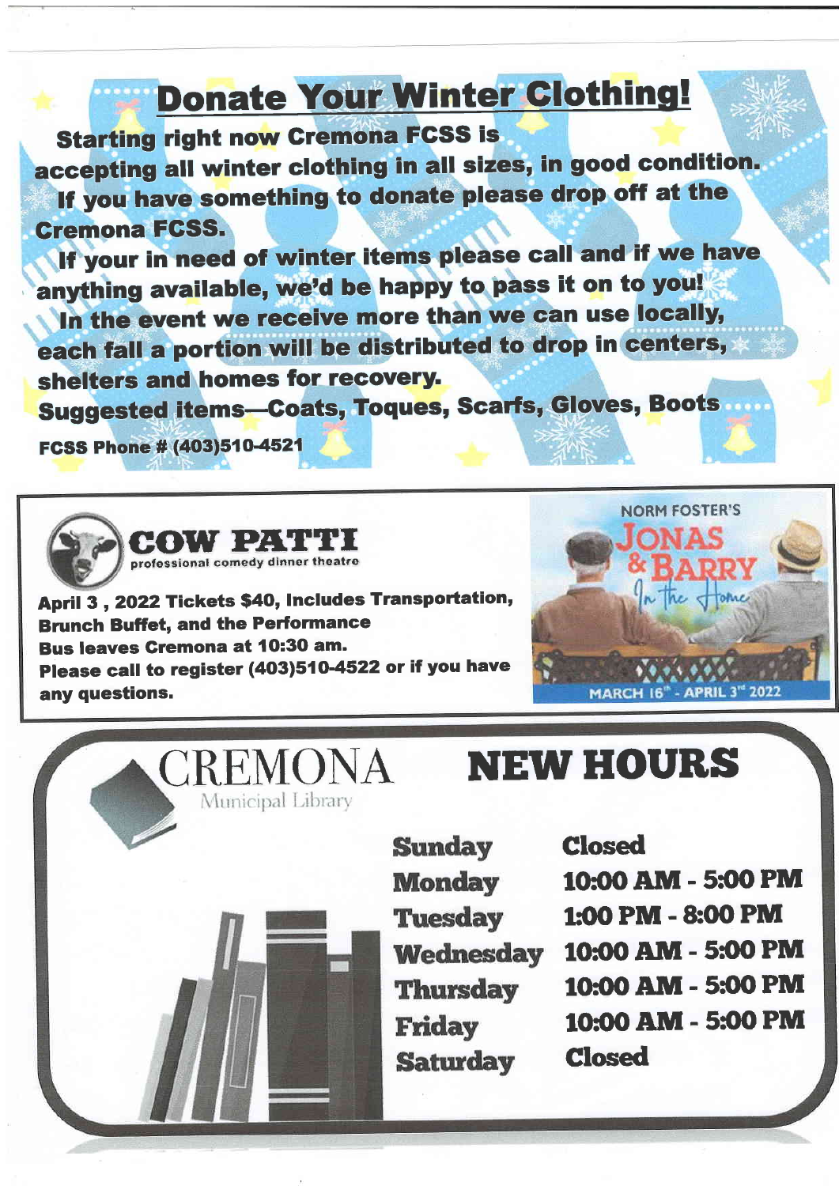# Donate Your Winter Clothing!

**Starting right now Cremona FCSS is accepting all winter clothing in all sizes, in good condition.**

**If you have something to donate please drop off at the Cremona FCSS.**

**If your in need of winter items please call and if we have anything available, we'd be happy to pass it on to you!**

**In the event we receive more than we can use locally, each fall a portion will be distributed to drop in centers, shelters and homes for recovery.**

**Suggested items—Coats, Toques, Scarfs, Gloves, Boots**

**FCSS Phone # (403)510-4521**

---

## COW PATTI

professional comedy dinner theatre

**April 3 , 2022 Tickets $40, Includes Transportation, Brunch Buffet, and the Performance**

**Bus leaves Cremona at 10:30 am.**

**Please call to register (403)510-4522 or if you have any questions.**

NORM FOSTER'S

JONAS & BARRY In the Home

MARCH 16th - APRIL 3rd 2022

---

## CREMONA Municipal Library

## NEW HOURS

| Day | Hours |
| --- | --- |
| Sunday | Closed |
| Monday | 10:00 AM - 5:00 PM |
| Tuesday | 1:00 PM - 8:00 PM |
| Wednesday | 10:00 AM - 5:00 PM |
| Thursday | 10:00 AM - 5:00 PM |
| Friday | 10:00 AM - 5:00 PM |
| Saturday | Closed |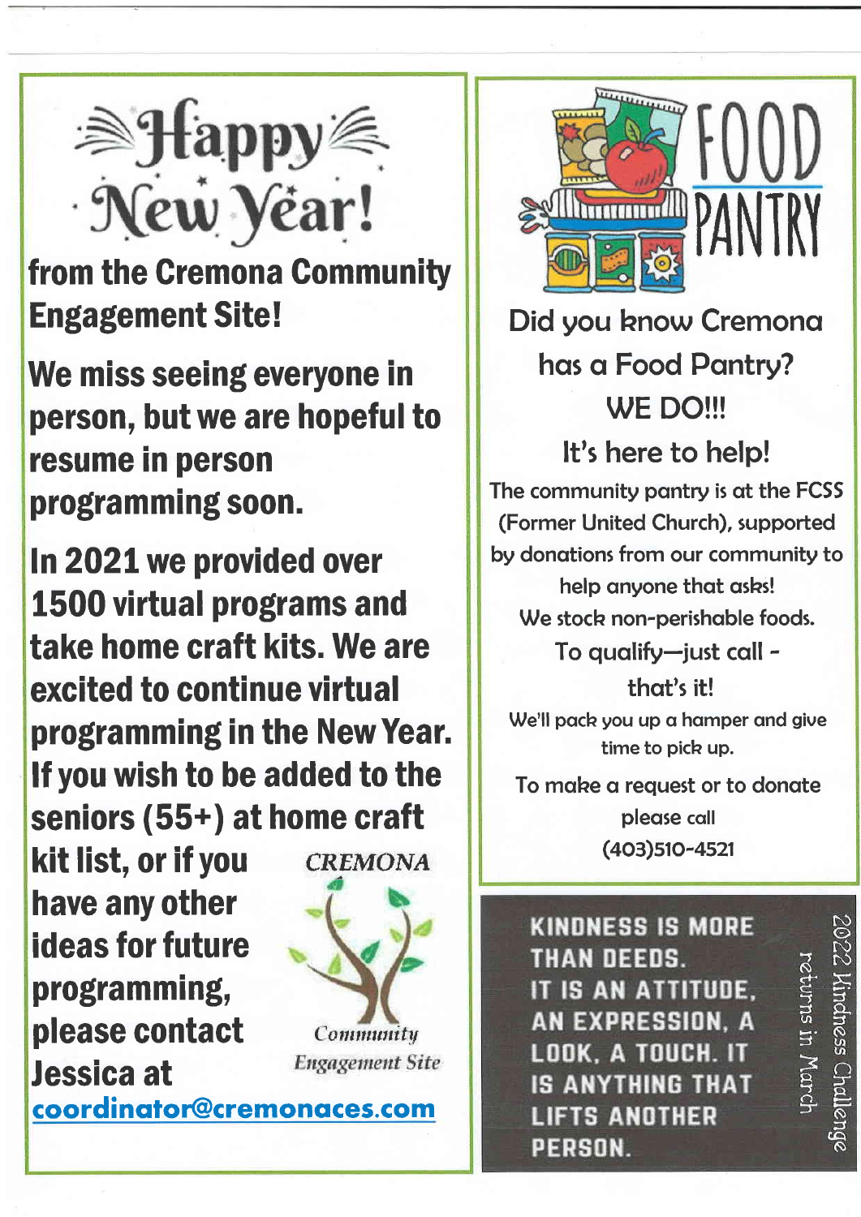# Happy New Year!

**from the Cremona Community Engagement Site!**

**We miss seeing everyone in person, but we are hopeful to resume in person programming soon.**

**In 2021 we provided over 1500 virtual programs and take home craft kits. We are excited to continue virtual programming in the New Year. If you wish to be added to the seniors (55+) at home craft kit list, or if you have any other ideas for future programming, please contact Jessica at [coordinator@cremonaces.com](mailto:coordinator@cremonaces.com)**

CREMONA

*Community Engagement Site*

# FOOD PANTRY

## Did you know Cremona has a Food Pantry?

## WE DO!!!

## It's here to help!

The community pantry is at the FCSS (Former United Church), supported by donations from our community to help anyone that asks!

We stock non-perishable foods.

To qualify—just call - that's it!

We'll pack you up a hamper and give time to pick up.

To make a request or to donate please call (403)510-4521

**KINDNESS IS MORE THAN DEEDS. IT IS AN ATTITUDE, AN EXPRESSION, A LOOK, A TOUCH. IT IS ANYTHING THAT LIFTS ANOTHER PERSON.**

2022 Kindness Challenge returns in March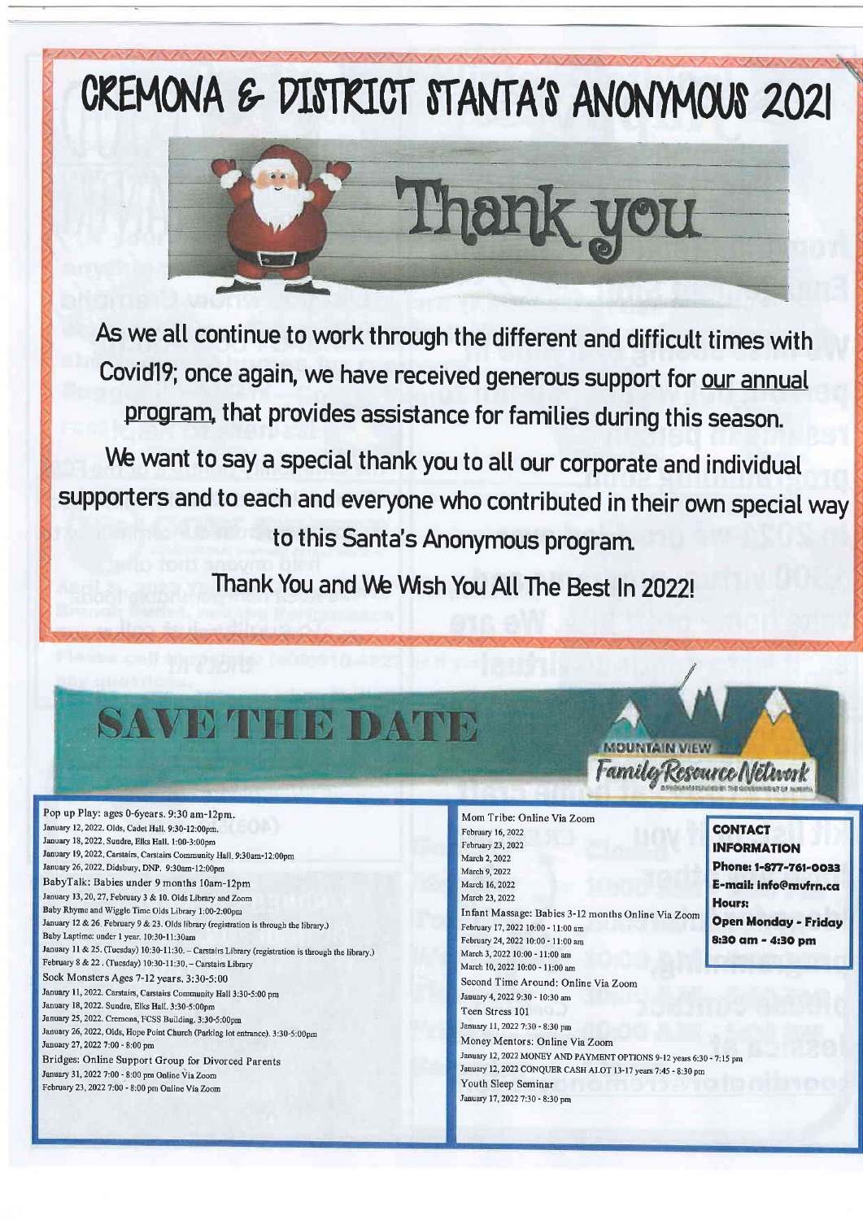# CREMONA & DISTRICT STANTA'S ANONYMOUS 2021

Thank you

As we all continue to work through the different and difficult times with Covid19; once again, we have received generous support for our annual program, that provides assistance for families during this season.

We want to say a special thank you to all our corporate and individual supporters and to each and everyone who contributed in their own special way to this Santa's Anonymous program.

Thank You and We Wish You All The Best In 2022!

# SAVE THE DATE

MOUNTAIN VIEW Family Resource Network

**Pop up Play: ages 0-6years. 9:30 am-12pm.**

January 12, 2022. Olds, Cadet Hall. 9:30-12:00pm.
January 18, 2022. Sundre, Elks Hall. 1:00-3:00pm
January 19, 2022. Carstairs, Carstairs Community Hall. 9:30am-12:00pm
January 26, 2022. Didsbury, DNP. 9:30am-12:00pm

**BabyTalk: Babies under 9 months 10am-12pm**

January 13, 20, 27, February 3 & 10. Olds Library and Zoom

**Baby Rhyme and Wiggle Time Olds Library 1:00-2:00pm**

January 12 & 26. February 9 & 23. Olds library (registration is through the library.)

**Baby Laptime: under 1 year. 10:30-11:30am**

January 11 & 25. (Tuesday) 10:30-11:30. – Carstairs Library (registration is through the library.)
February 8 & 22 . (Tuesday) 10:30-11:30. – Carstairs Library

**Sock Monsters Ages 7-12 years. 3:30-5:00**

January 11, 2022. Carstairs, Carstairs Community Hall 3:30-5:00 pm
January 18, 2022. Sundre, Elks Hall. 3:30-5:00pm
January 25, 2022. Cremona, FCSS Building. 3:30-5:00pm
January 26, 2022. Olds, Hope Point Church (Parking lot entrance). 3:30-5:00pm
January 27, 2022 7:00 - 8:00 pm

**Bridges: Online Support Group for Divorced Parents**

January 31, 2022 7:00 - 8:00 pm Online Via Zoom
February 23, 2022 7:00 - 8:00 pm Online Via Zoom

**Mom Tribe: Online Via Zoom**

February 16, 2022
February 23, 2022
March 2, 2022
March 9, 2022
March 16, 2022
March 23, 2022

**Infant Massage: Babies 3-12 months Online Via Zoom**

February 17, 2022 10:00 - 11:00 am
February 24, 2022 10:00 - 11:00 am
March 3, 2022 10:00 - 11:00 am
March 10, 2022 10:00 - 11:00 am

**Second Time Around: Online Via Zoom**

January 4, 2022 9:30 - 10:30 am

**Teen Stress 101**

January 11, 2022 7:30 - 8:30 pm

**Money Mentors: Online Via Zoom**

January 12, 2022 MONEY AND PAYMENT OPTIONS 9-12 years 6:30 - 7:15 pm
January 12, 2022 CONQUER CASH ALOT 13-17 years 7:45 - 8:30 pm

**Youth Sleep Seminar**

January 17, 2022 7:30 - 8:30 pm

**CONTACT INFORMATION**

**Phone: 1-877-761-0033**
**E-mail: info@mvfrn.ca**
**Hours:**
**Open Monday - Friday 8:30 am - 4:30 pm**